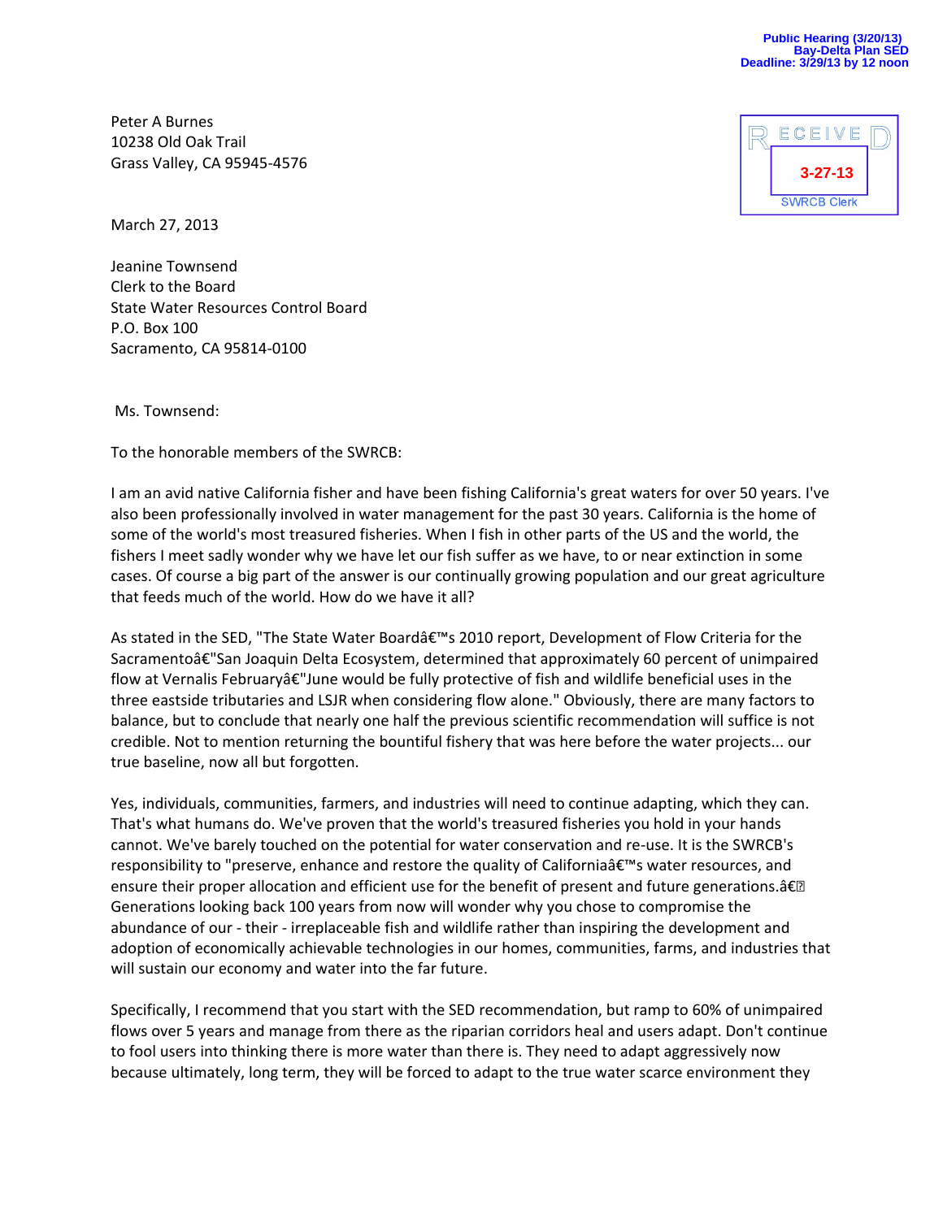Public Hearing (3/20/13)
Bay-Delta Plan SED
Deadline: 3/29/13 by 12 noon

RECEIVED
3-27-13
SWRCB Clerk

Peter A Burnes
10238 Old Oak Trail
Grass Valley, CA 95945-4576

March 27, 2013

Jeanine Townsend
Clerk to the Board
State Water Resources Control Board
P.O. Box 100
Sacramento, CA 95814-0100

Ms. Townsend:

To the honorable members of the SWRCB:

I am an avid native California fisher and have been fishing California's great waters for over 50 years. I've also been professionally involved in water management for the past 30 years. California is the home of some of the world's most treasured fisheries. When I fish in other parts of the US and the world, the fishers I meet sadly wonder why we have let our fish suffer as we have, to or near extinction in some cases. Of course a big part of the answer is our continually growing population and our great agriculture that feeds much of the world. How do we have it all?

As stated in the SED, "The State Water Boardâ€™s 2010 report, Development of Flow Criteria for the Sacramentoâ€"San Joaquin Delta Ecosystem, determined that approximately 60 percent of unimpaired flow at Vernalis Februaryâ€"June would be fully protective of fish and wildlife beneficial uses in the three eastside tributaries and LSJR when considering flow alone." Obviously, there are many factors to balance, but to conclude that nearly one half the previous scientific recommendation will suffice is not credible. Not to mention returning the bountiful fishery that was here before the water projects... our true baseline, now all but forgotten.

Yes, individuals, communities, farmers, and industries will need to continue adapting, which they can. That's what humans do. We've proven that the world's treasured fisheries you hold in your hands cannot. We've barely touched on the potential for water conservation and re-use. It is the SWRCB's responsibility to "preserve, enhance and restore the quality of Californiaâ€™s water resources, and ensure their proper allocation and efficient use for the benefit of present and future generations.â€ Generations looking back 100 years from now will wonder why you chose to compromise the abundance of our - their - irreplaceable fish and wildlife rather than inspiring the development and adoption of economically achievable technologies in our homes, communities, farms, and industries that will sustain our economy and water into the far future.

Specifically, I recommend that you start with the SED recommendation, but ramp to 60% of unimpaired flows over 5 years and manage from there as the riparian corridors heal and users adapt. Don't continue to fool users into thinking there is more water than there is. They need to adapt aggressively now because ultimately, long term, they will be forced to adapt to the true water scarce environment they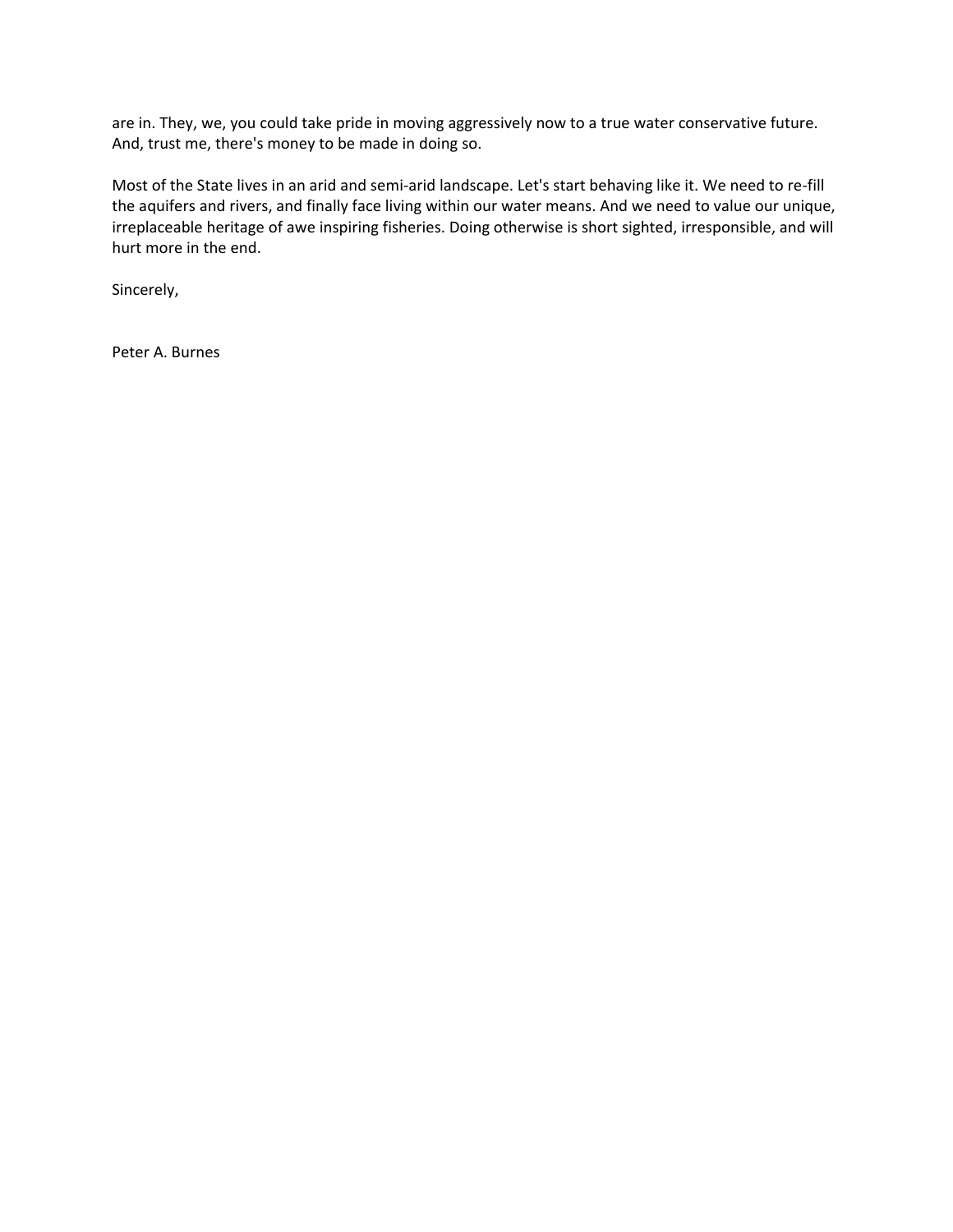are in. They, we, you could take pride in moving aggressively now to a true water conservative future. And, trust me, there's money to be made in doing so.

Most of the State lives in an arid and semi-arid landscape. Let's start behaving like it. We need to re-fill the aquifers and rivers, and finally face living within our water means. And we need to value our unique, irreplaceable heritage of awe inspiring fisheries. Doing otherwise is short sighted, irresponsible, and will hurt more in the end.

Sincerely,

Peter A. Burnes